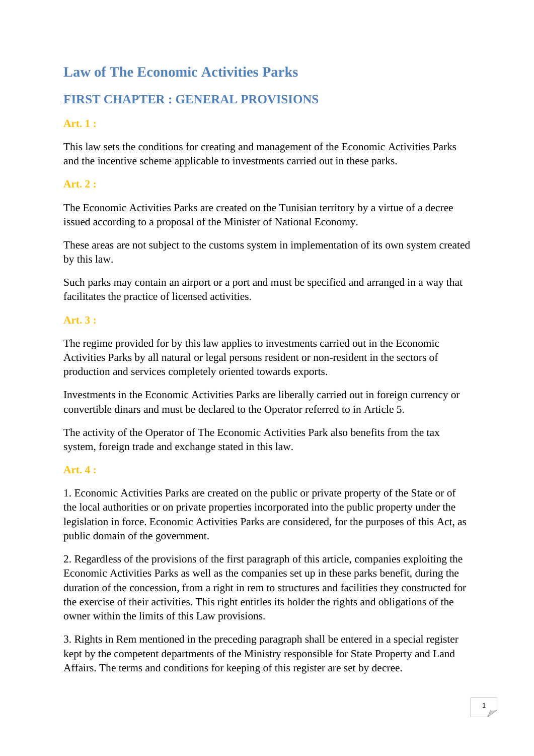# Law of The Economic Activities Parks

## FIRST CHAPTER : GENERAL PROVISIONS

### Art. 1 :

This law sets the conditions for creating and management of the Economic Activities Parks and the incentive scheme applicable to investments carried out in these parks.

### Art. 2 :

The Economic Activities Parks are created on the Tunisian territory by a virtue of a decree issued according to a proposal of the Minister of National Economy.

These areas are not subject to the customs system in implementation of its own system created by this law.

Such parks may contain an airport or a port and must be specified and arranged in a way that facilitates the practice of licensed activities.

### Art. 3 :

The regime provided for by this law applies to investments carried out in the Economic Activities Parks by all natural or legal persons resident or non-resident in the sectors of production and services completely oriented towards exports.

Investments in the Economic Activities Parks are liberally carried out in foreign currency or convertible dinars and must be declared to the Operator referred to in Article 5.

The activity of the Operator of The Economic Activities Park also benefits from the tax system, foreign trade and exchange stated in this law.

### Art. 4 :

1. Economic Activities Parks are created on the public or private property of the State or of the local authorities or on private properties incorporated into the public property under the legislation in force. Economic Activities Parks are considered, for the purposes of this Act, as public domain of the government.

2. Regardless of the provisions of the first paragraph of this article, companies exploiting the Economic Activities Parks as well as the companies set up in these parks benefit, during the duration of the concession, from a right in rem to structures and facilities they constructed for the exercise of their activities. This right entitles its holder the rights and obligations of the owner within the limits of this Law provisions.

3. Rights in Rem mentioned in the preceding paragraph shall be entered in a special register kept by the competent departments of the Ministry responsible for State Property and Land Affairs. The terms and conditions for keeping of this register are set by decree.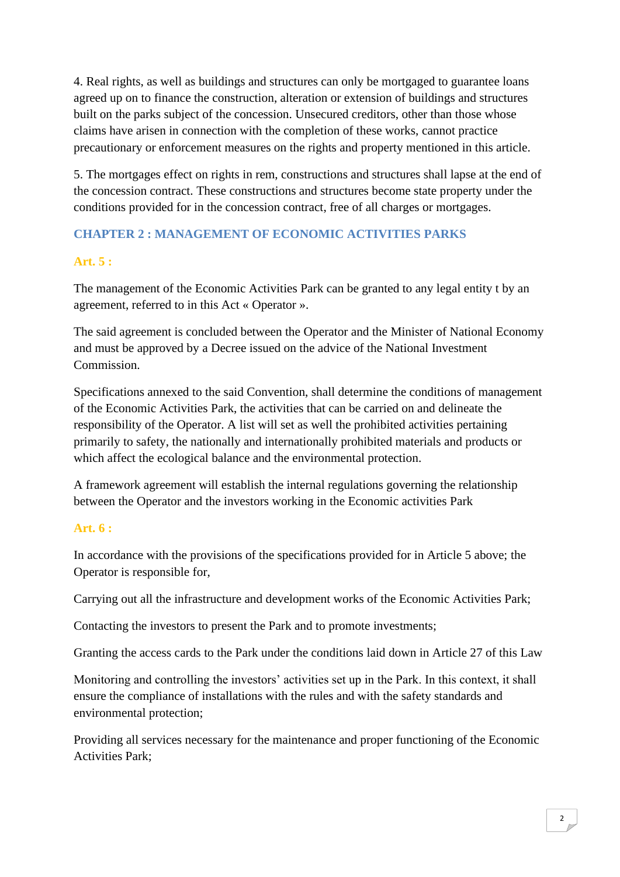4. Real rights, as well as buildings and structures can only be mortgaged to guarantee loans agreed up on to finance the construction, alteration or extension of buildings and structures built on the parks subject of the concession. Unsecured creditors, other than those whose claims have arisen in connection with the completion of these works, cannot practice precautionary or enforcement measures on the rights and property mentioned in this article.

5. The mortgages effect on rights in rem, constructions and structures shall lapse at the end of the concession contract. These constructions and structures become state property under the conditions provided for in the concession contract, free of all charges or mortgages.

## CHAPTER 2 : MANAGEMENT OF ECONOMIC ACTIVITIES PARKS

### Art. 5 :

The management of the Economic Activities Park can be granted to any legal entity t by an agreement, referred to in this Act « Operator ».

The said agreement is concluded between the Operator and the Minister of National Economy and must be approved by a Decree issued on the advice of the National Investment Commission.

Specifications annexed to the said Convention, shall determine the conditions of management of the Economic Activities Park, the activities that can be carried on and delineate the responsibility of the Operator. A list will set as well the prohibited activities pertaining primarily to safety, the nationally and internationally prohibited materials and products or which affect the ecological balance and the environmental protection.

A framework agreement will establish the internal regulations governing the relationship between the Operator and the investors working in the Economic activities Park

### Art. 6 :

In accordance with the provisions of the specifications provided for in Article 5 above; the Operator is responsible for,

Carrying out all the infrastructure and development works of the Economic Activities Park;

Contacting the investors to present the Park and to promote investments;

Granting the access cards to the Park under the conditions laid down in Article 27 of this Law

Monitoring and controlling the investors' activities set up in the Park. In this context, it shall ensure the compliance of installations with the rules and with the safety standards and environmental protection;

Providing all services necessary for the maintenance and proper functioning of the Economic Activities Park;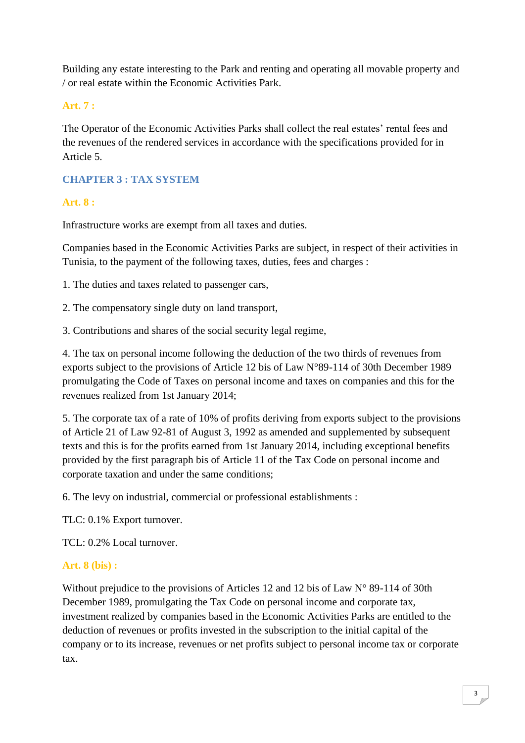Building any estate interesting to the Park and renting and operating all movable property and / or real estate within the Economic Activities Park.

**Art. 7 :**

The Operator of the Economic Activities Parks shall collect the real estates' rental fees and the revenues of the rendered services in accordance with the specifications provided for in Article 5.

## CHAPTER 3 : TAX SYSTEM

**Art. 8 :**

Infrastructure works are exempt from all taxes and duties.

Companies based in the Economic Activities Parks are subject, in respect of their activities in Tunisia, to the payment of the following taxes, duties, fees and charges :

1. The duties and taxes related to passenger cars,

2. The compensatory single duty on land transport,

3. Contributions and shares of the social security legal regime,

4. The tax on personal income following the deduction of the two thirds of revenues from exports subject to the provisions of Article 12 bis of Law N°89-114 of 30th December 1989 promulgating the Code of Taxes on personal income and taxes on companies and this for the revenues realized from 1st January 2014;

5. The corporate tax of a rate of 10% of profits deriving from exports subject to the provisions of Article 21 of Law 92-81 of August 3, 1992 as amended and supplemented by subsequent texts and this is for the profits earned from 1st January 2014, including exceptional benefits provided by the first paragraph bis of Article 11 of the Tax Code on personal income and corporate taxation and under the same conditions;

6. The levy on industrial, commercial or professional establishments :

TLC: 0.1% Export turnover.

TCL: 0.2% Local turnover.

**Art. 8 (bis) :**

Without prejudice to the provisions of Articles 12 and 12 bis of Law N° 89-114 of 30th December 1989, promulgating the Tax Code on personal income and corporate tax, investment realized by companies based in the Economic Activities Parks are entitled to the deduction of revenues or profits invested in the subscription to the initial capital of the company or to its increase, revenues or net profits subject to personal income tax or corporate tax.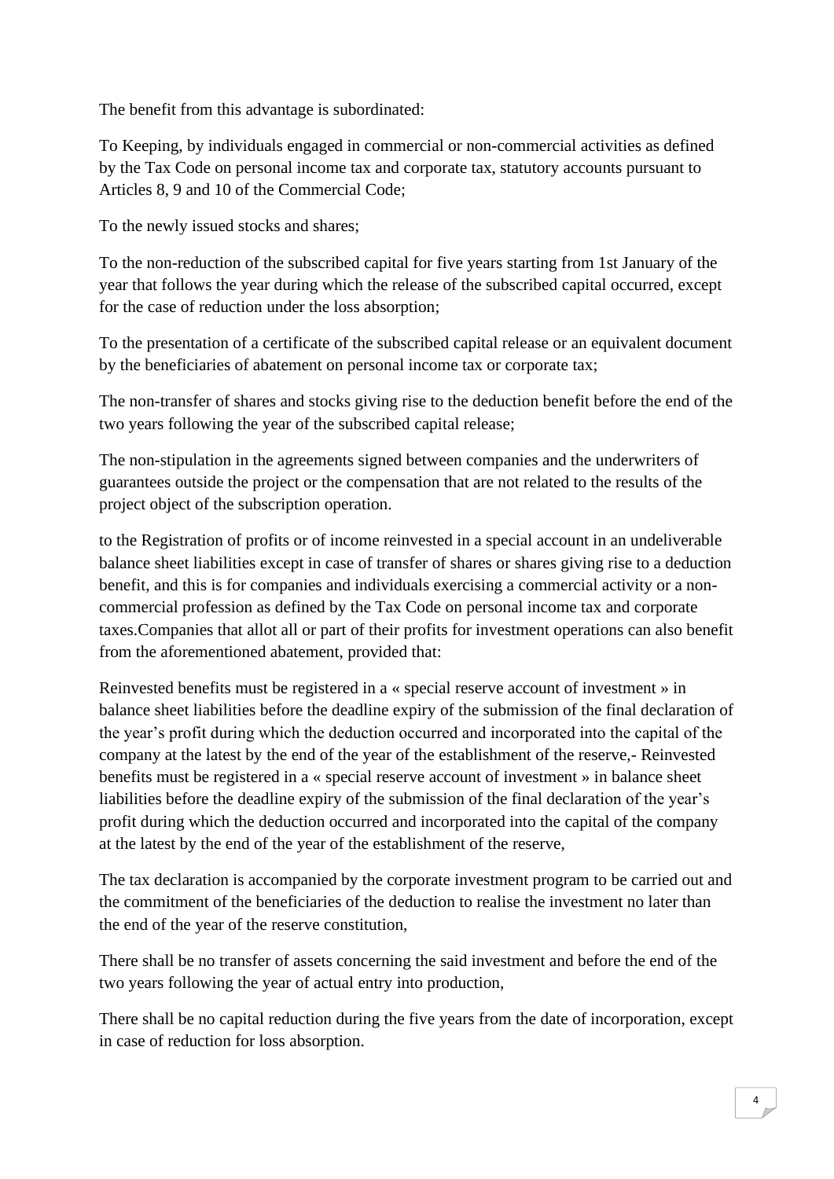The benefit from this advantage is subordinated:

To Keeping, by individuals engaged in commercial or non-commercial activities as defined by the Tax Code on personal income tax and corporate tax, statutory accounts pursuant to Articles 8, 9 and 10 of the Commercial Code;

To the newly issued stocks and shares;

To the non-reduction of the subscribed capital for five years starting from 1st January of the year that follows the year during which the release of the subscribed capital occurred, except for the case of reduction under the loss absorption;

To the presentation of a certificate of the subscribed capital release or an equivalent document by the beneficiaries of abatement on personal income tax or corporate tax;

The non-transfer of shares and stocks giving rise to the deduction benefit before the end of the two years following the year of the subscribed capital release;

The non-stipulation in the agreements signed between companies and the underwriters of guarantees outside the project or the compensation that are not related to the results of the project object of the subscription operation.

to the Registration of profits or of income reinvested in a special account in an undeliverable balance sheet liabilities except in case of transfer of shares or shares giving rise to a deduction benefit, and this is for companies and individuals exercising a commercial activity or a non-commercial profession as defined by the Tax Code on personal income tax and corporate taxes.Companies that allot all or part of their profits for investment operations can also benefit from the aforementioned abatement, provided that:

Reinvested benefits must be registered in a « special reserve account of investment » in balance sheet liabilities before the deadline expiry of the submission of the final declaration of the year's profit during which the deduction occurred and incorporated into the capital of the company at the latest by the end of the year of the establishment of the reserve,- Reinvested benefits must be registered in a « special reserve account of investment » in balance sheet liabilities before the deadline expiry of the submission of the final declaration of the year's profit during which the deduction occurred and incorporated into the capital of the company at the latest by the end of the year of the establishment of the reserve,

The tax declaration is accompanied by the corporate investment program to be carried out and the commitment of the beneficiaries of the deduction to realise the investment no later than the end of the year of the reserve constitution,

There shall be no transfer of assets concerning the said investment and before the end of the two years following the year of actual entry into production,

There shall be no capital reduction during the five years from the date of incorporation, except in case of reduction for loss absorption.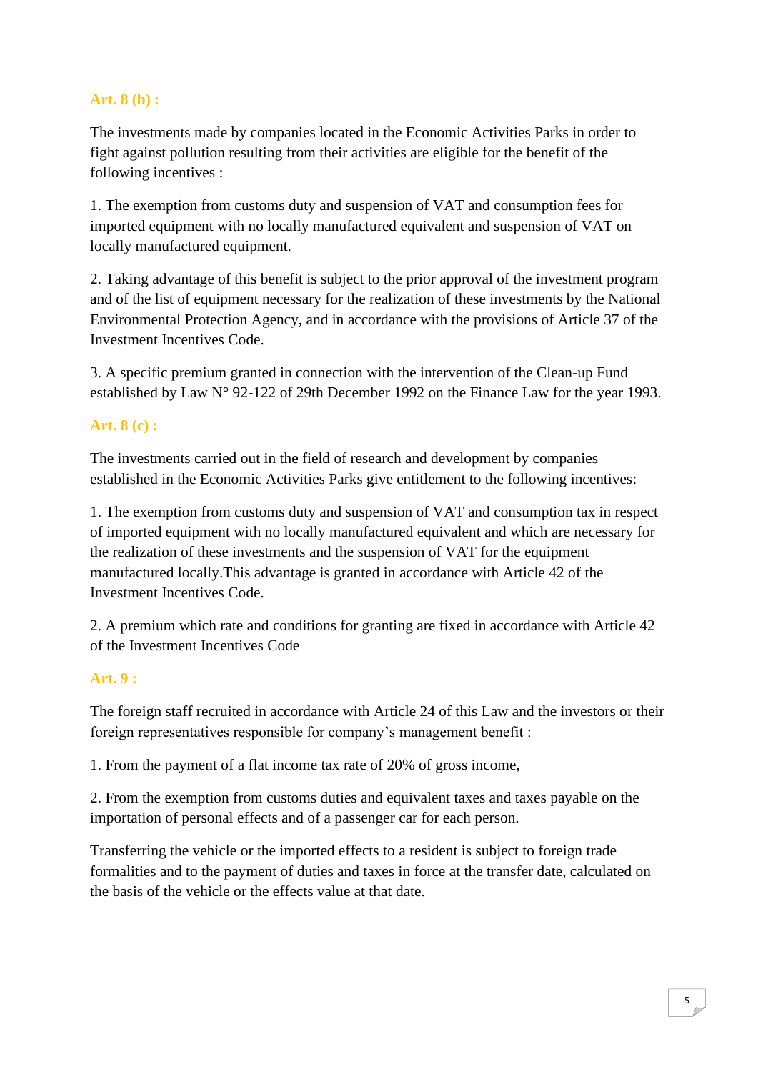### Art. 8 (b) :

The investments made by companies located in the Economic Activities Parks in order to fight against pollution resulting from their activities are eligible for the benefit of the following incentives :

1. The exemption from customs duty and suspension of VAT and consumption fees for imported equipment with no locally manufactured equivalent and suspension of VAT on locally manufactured equipment.

2. Taking advantage of this benefit is subject to the prior approval of the investment program and of the list of equipment necessary for the realization of these investments by the National Environmental Protection Agency, and in accordance with the provisions of Article 37 of the Investment Incentives Code.

3. A specific premium granted in connection with the intervention of the Clean-up Fund established by Law N° 92-122 of 29th December 1992 on the Finance Law for the year 1993.

### Art. 8 (c) :

The investments carried out in the field of research and development by companies established in the Economic Activities Parks give entitlement to the following incentives:

1. The exemption from customs duty and suspension of VAT and consumption tax in respect of imported equipment with no locally manufactured equivalent and which are necessary for the realization of these investments and the suspension of VAT for the equipment manufactured locally.This advantage is granted in accordance with Article 42 of the Investment Incentives Code.

2. A premium which rate and conditions for granting are fixed in accordance with Article 42 of the Investment Incentives Code

### Art. 9 :

The foreign staff recruited in accordance with Article 24 of this Law and the investors or their foreign representatives responsible for company's management benefit :

1. From the payment of a flat income tax rate of 20% of gross income,

2. From the exemption from customs duties and equivalent taxes and taxes payable on the importation of personal effects and of a passenger car for each person.

Transferring the vehicle or the imported effects to a resident is subject to foreign trade formalities and to the payment of duties and taxes in force at the transfer date, calculated on the basis of the vehicle or the effects value at that date.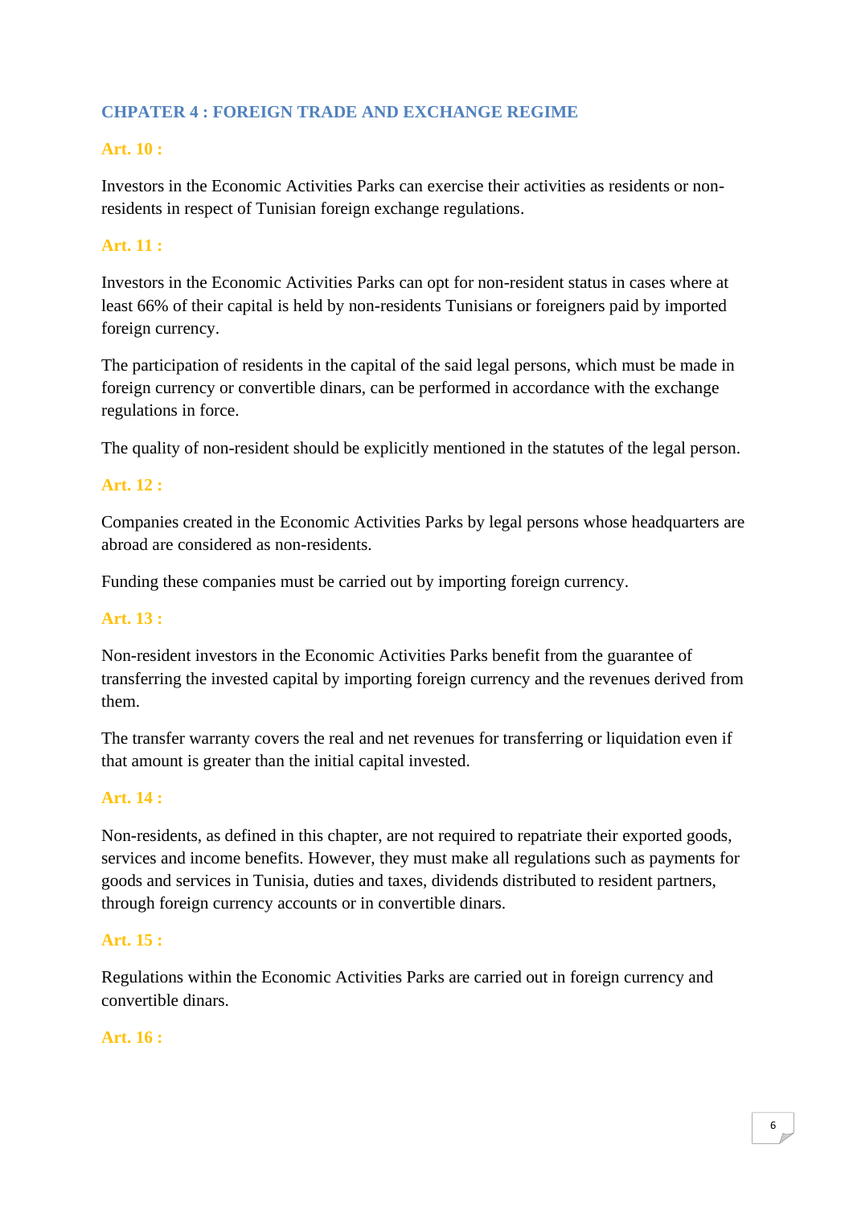## CHPATER 4 : FOREIGN TRADE AND EXCHANGE REGIME

### Art. 10 :

Investors in the Economic Activities Parks can exercise their activities as residents or non-residents in respect of Tunisian foreign exchange regulations.

### Art. 11 :

Investors in the Economic Activities Parks can opt for non-resident status in cases where at least 66% of their capital is held by non-residents Tunisians or foreigners paid by imported foreign currency.

The participation of residents in the capital of the said legal persons, which must be made in foreign currency or convertible dinars, can be performed in accordance with the exchange regulations in force.

The quality of non-resident should be explicitly mentioned in the statutes of the legal person.

### Art. 12 :

Companies created in the Economic Activities Parks by legal persons whose headquarters are abroad are considered as non-residents.

Funding these companies must be carried out by importing foreign currency.

### Art. 13 :

Non-resident investors in the Economic Activities Parks benefit from the guarantee of transferring the invested capital by importing foreign currency and the revenues derived from them.

The transfer warranty covers the real and net revenues for transferring or liquidation even if that amount is greater than the initial capital invested.

### Art. 14 :

Non-residents, as defined in this chapter, are not required to repatriate their exported goods, services and income benefits. However, they must make all regulations such as payments for goods and services in Tunisia, duties and taxes, dividends distributed to resident partners, through foreign currency accounts or in convertible dinars.

### Art. 15 :

Regulations within the Economic Activities Parks are carried out in foreign currency and convertible dinars.

### Art. 16 :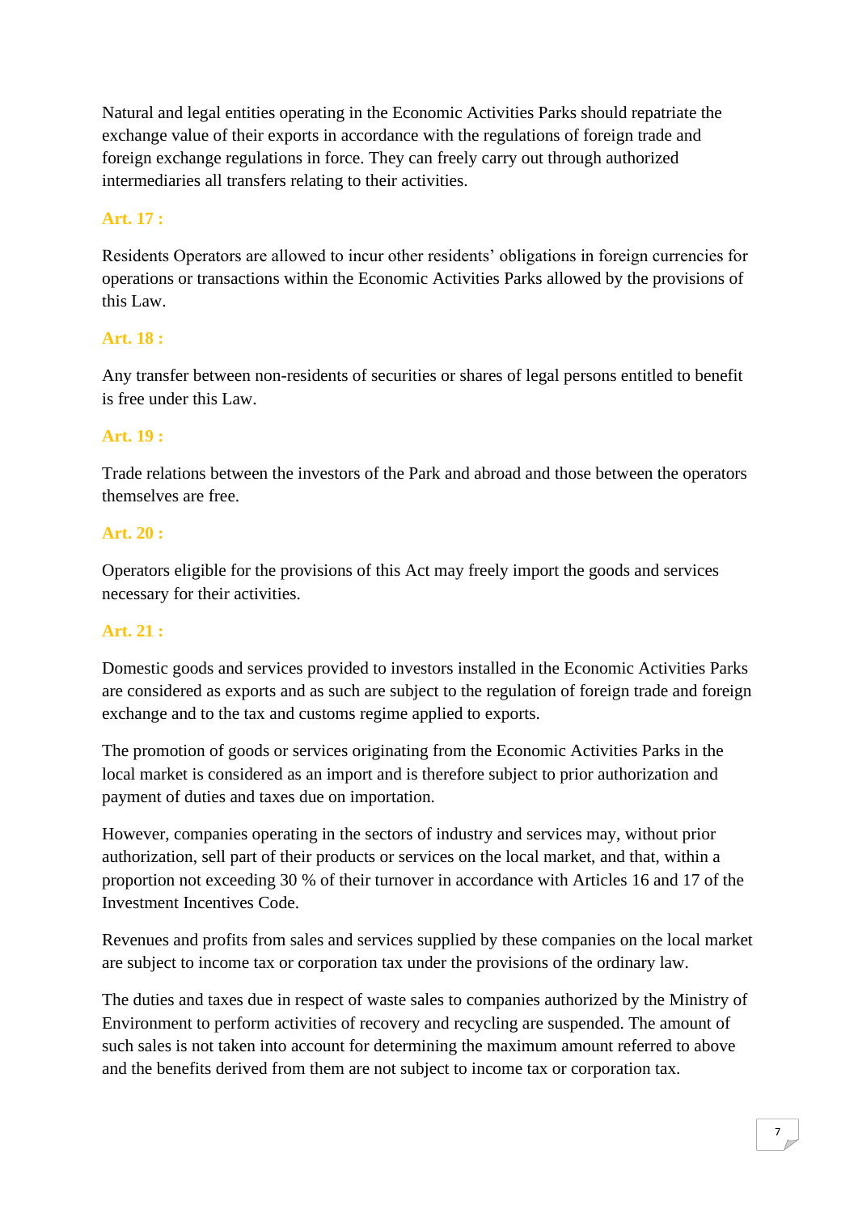Natural and legal entities operating in the Economic Activities Parks should repatriate the exchange value of their exports in accordance with the regulations of foreign trade and foreign exchange regulations in force. They can freely carry out through authorized intermediaries all transfers relating to their activities.

**Art. 17 :**

Residents Operators are allowed to incur other residents' obligations in foreign currencies for operations or transactions within the Economic Activities Parks allowed by the provisions of this Law.

**Art. 18 :**

Any transfer between non-residents of securities or shares of legal persons entitled to benefit is free under this Law.

**Art. 19 :**

Trade relations between the investors of the Park and abroad and those between the operators themselves are free.

**Art. 20 :**

Operators eligible for the provisions of this Act may freely import the goods and services necessary for their activities.

**Art. 21 :**

Domestic goods and services provided to investors installed in the Economic Activities Parks are considered as exports and as such are subject to the regulation of foreign trade and foreign exchange and to the tax and customs regime applied to exports.

The promotion of goods or services originating from the Economic Activities Parks in the local market is considered as an import and is therefore subject to prior authorization and payment of duties and taxes due on importation.

However, companies operating in the sectors of industry and services may, without prior authorization, sell part of their products or services on the local market, and that, within a proportion not exceeding 30 % of their turnover in accordance with Articles 16 and 17 of the Investment Incentives Code.

Revenues and profits from sales and services supplied by these companies on the local market are subject to income tax or corporation tax under the provisions of the ordinary law.

The duties and taxes due in respect of waste sales to companies authorized by the Ministry of Environment to perform activities of recovery and recycling are suspended. The amount of such sales is not taken into account for determining the maximum amount referred to above and the benefits derived from them are not subject to income tax or corporation tax.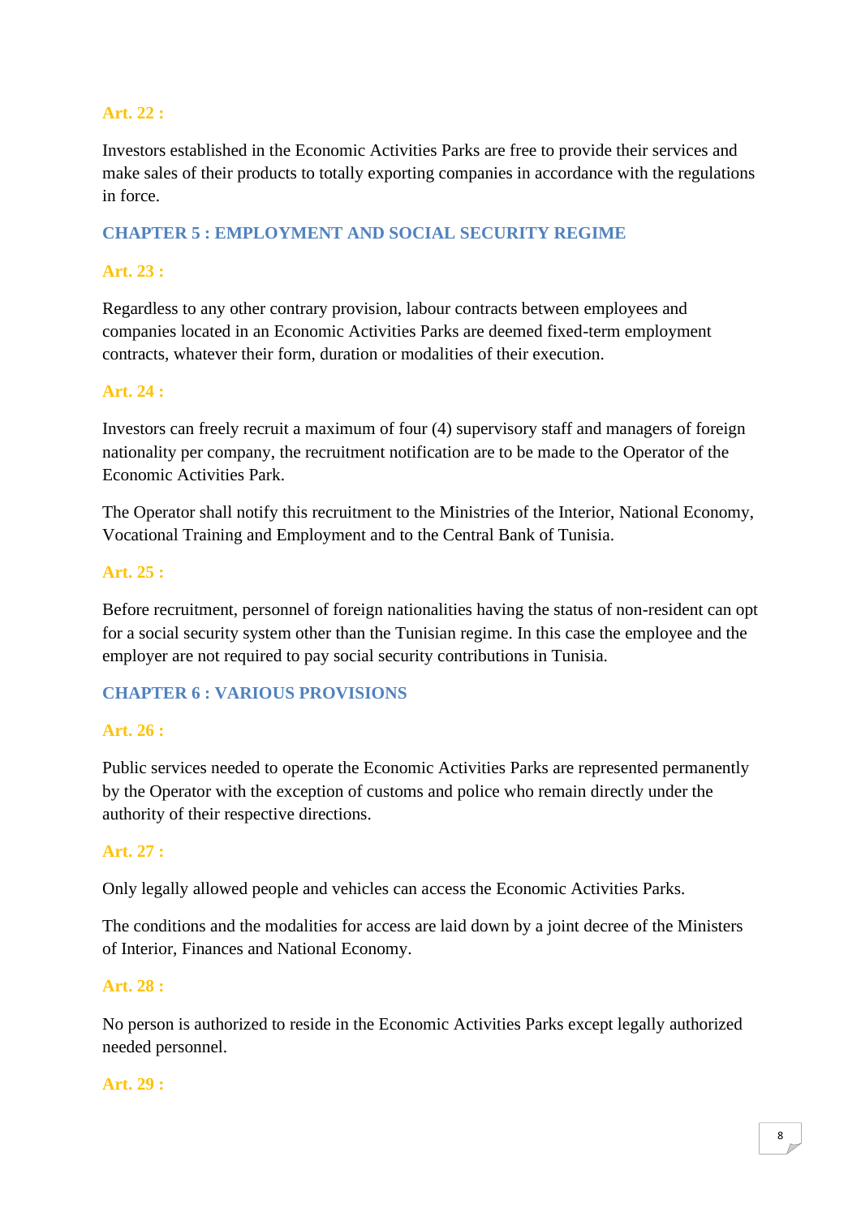### Art. 22 :

Investors established in the Economic Activities Parks are free to provide their services and make sales of their products to totally exporting companies in accordance with the regulations in force.

## CHAPTER 5 : EMPLOYMENT AND SOCIAL SECURITY REGIME

### Art. 23 :

Regardless to any other contrary provision, labour contracts between employees and companies located in an Economic Activities Parks are deemed fixed-term employment contracts, whatever their form, duration or modalities of their execution.

### Art. 24 :

Investors can freely recruit a maximum of four (4) supervisory staff and managers of foreign nationality per company, the recruitment notification are to be made to the Operator of the Economic Activities Park.

The Operator shall notify this recruitment to the Ministries of the Interior, National Economy, Vocational Training and Employment and to the Central Bank of Tunisia.

### Art. 25 :

Before recruitment, personnel of foreign nationalities having the status of non-resident can opt for a social security system other than the Tunisian regime. In this case the employee and the employer are not required to pay social security contributions in Tunisia.

## CHAPTER 6 : VARIOUS PROVISIONS

### Art. 26 :

Public services needed to operate the Economic Activities Parks are represented permanently by the Operator with the exception of customs and police who remain directly under the authority of their respective directions.

### Art. 27 :

Only legally allowed people and vehicles can access the Economic Activities Parks.

The conditions and the modalities for access are laid down by a joint decree of the Ministers of Interior, Finances and National Economy.

### Art. 28 :

No person is authorized to reside in the Economic Activities Parks except legally authorized needed personnel.

### Art. 29 :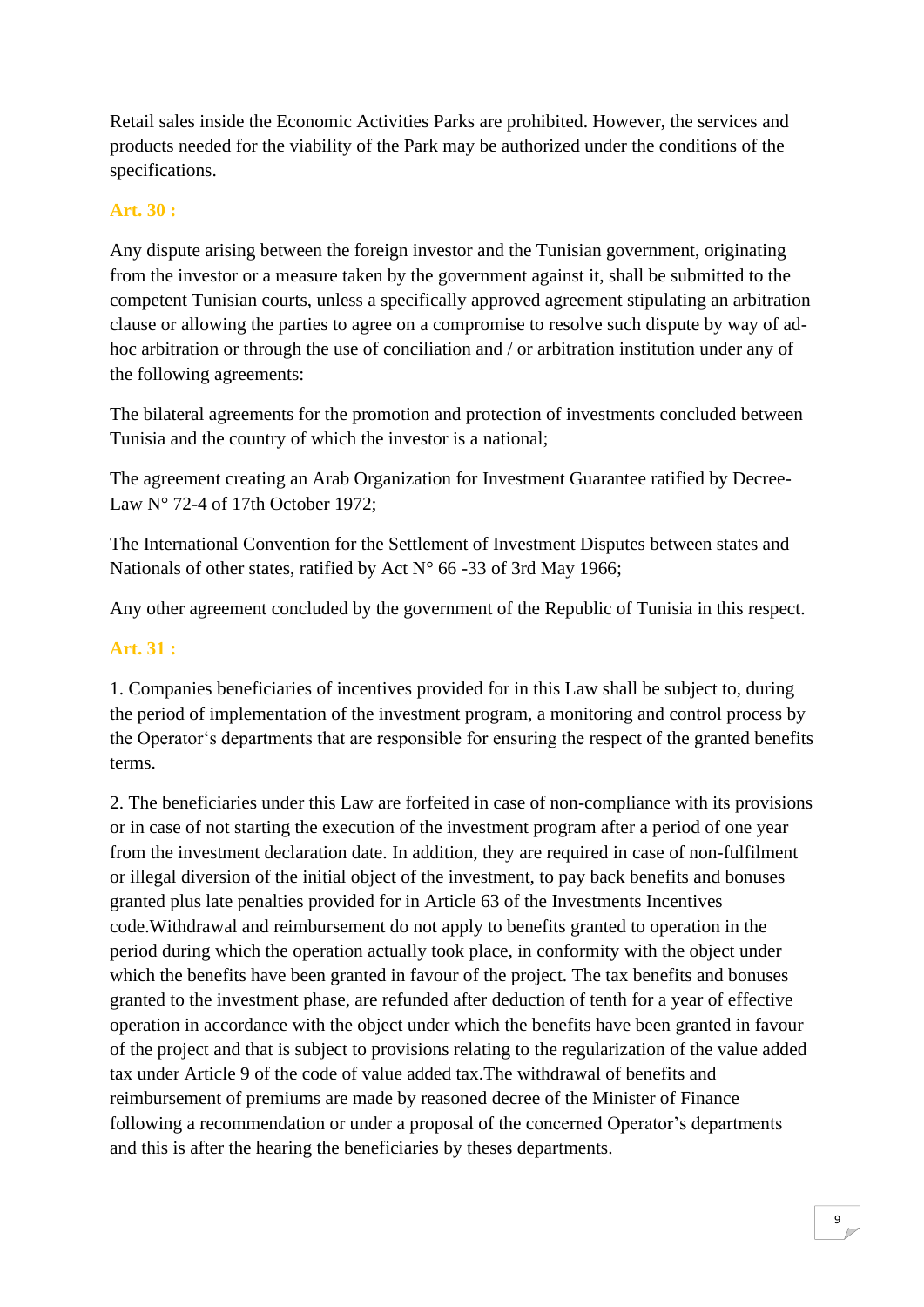Retail sales inside the Economic Activities Parks are prohibited. However, the services and products needed for the viability of the Park may be authorized under the conditions of the specifications.

### Art. 30 :

Any dispute arising between the foreign investor and the Tunisian government, originating from the investor or a measure taken by the government against it, shall be submitted to the competent Tunisian courts, unless a specifically approved agreement stipulating an arbitration clause or allowing the parties to agree on a compromise to resolve such dispute by way of ad-hoc arbitration or through the use of conciliation and / or arbitration institution under any of the following agreements:

The bilateral agreements for the promotion and protection of investments concluded between Tunisia and the country of which the investor is a national;

The agreement creating an Arab Organization for Investment Guarantee ratified by Decree-Law N° 72-4 of 17th October 1972;

The International Convention for the Settlement of Investment Disputes between states and Nationals of other states, ratified by Act N° 66 -33 of 3rd May 1966;

Any other agreement concluded by the government of the Republic of Tunisia in this respect.

### Art. 31 :

1. Companies beneficiaries of incentives provided for in this Law shall be subject to, during the period of implementation of the investment program, a monitoring and control process by the Operator's departments that are responsible for ensuring the respect of the granted benefits terms.

2. The beneficiaries under this Law are forfeited in case of non-compliance with its provisions or in case of not starting the execution of the investment program after a period of one year from the investment declaration date. In addition, they are required in case of non-fulfilment or illegal diversion of the initial object of the investment, to pay back benefits and bonuses granted plus late penalties provided for in Article 63 of the Investments Incentives code.Withdrawal and reimbursement do not apply to benefits granted to operation in the period during which the operation actually took place, in conformity with the object under which the benefits have been granted in favour of the project. The tax benefits and bonuses granted to the investment phase, are refunded after deduction of tenth for a year of effective operation in accordance with the object under which the benefits have been granted in favour of the project and that is subject to provisions relating to the regularization of the value added tax under Article 9 of the code of value added tax.The withdrawal of benefits and reimbursement of premiums are made by reasoned decree of the Minister of Finance following a recommendation or under a proposal of the concerned Operator's departments and this is after the hearing the beneficiaries by theses departments.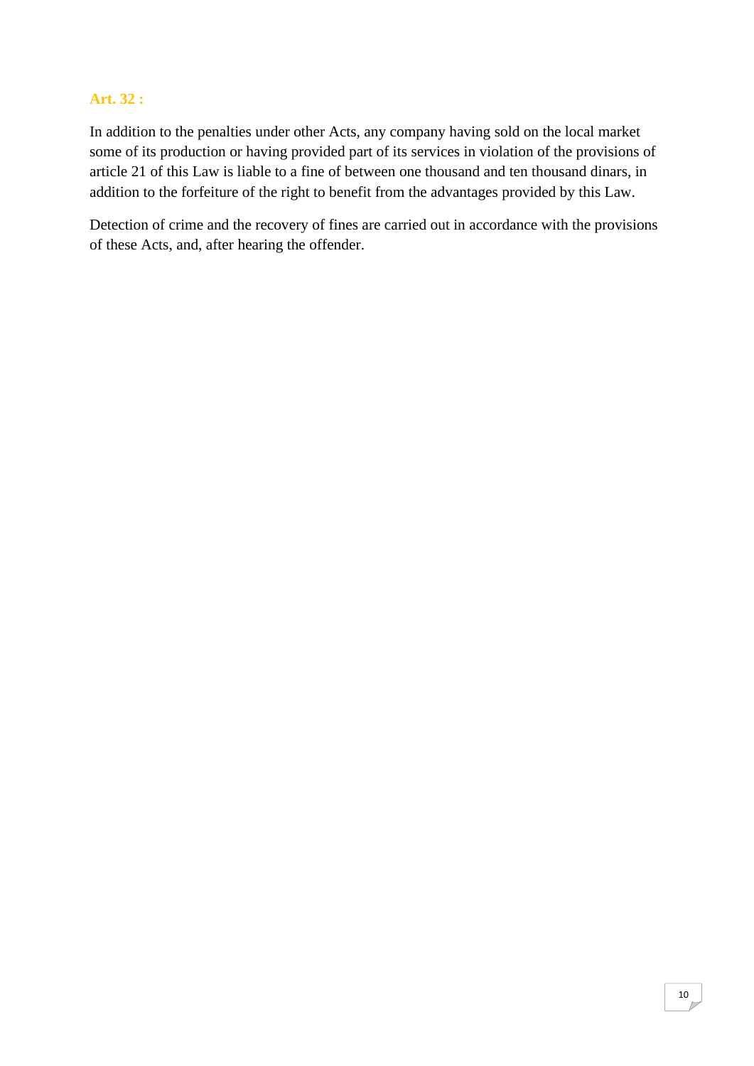**Art. 32 :**

In addition to the penalties under other Acts, any company having sold on the local market some of its production or having provided part of its services in violation of the provisions of article 21 of this Law is liable to a fine of between one thousand and ten thousand dinars, in addition to the forfeiture of the right to benefit from the advantages provided by this Law.

Detection of crime and the recovery of fines are carried out in accordance with the provisions of these Acts, and, after hearing the offender.